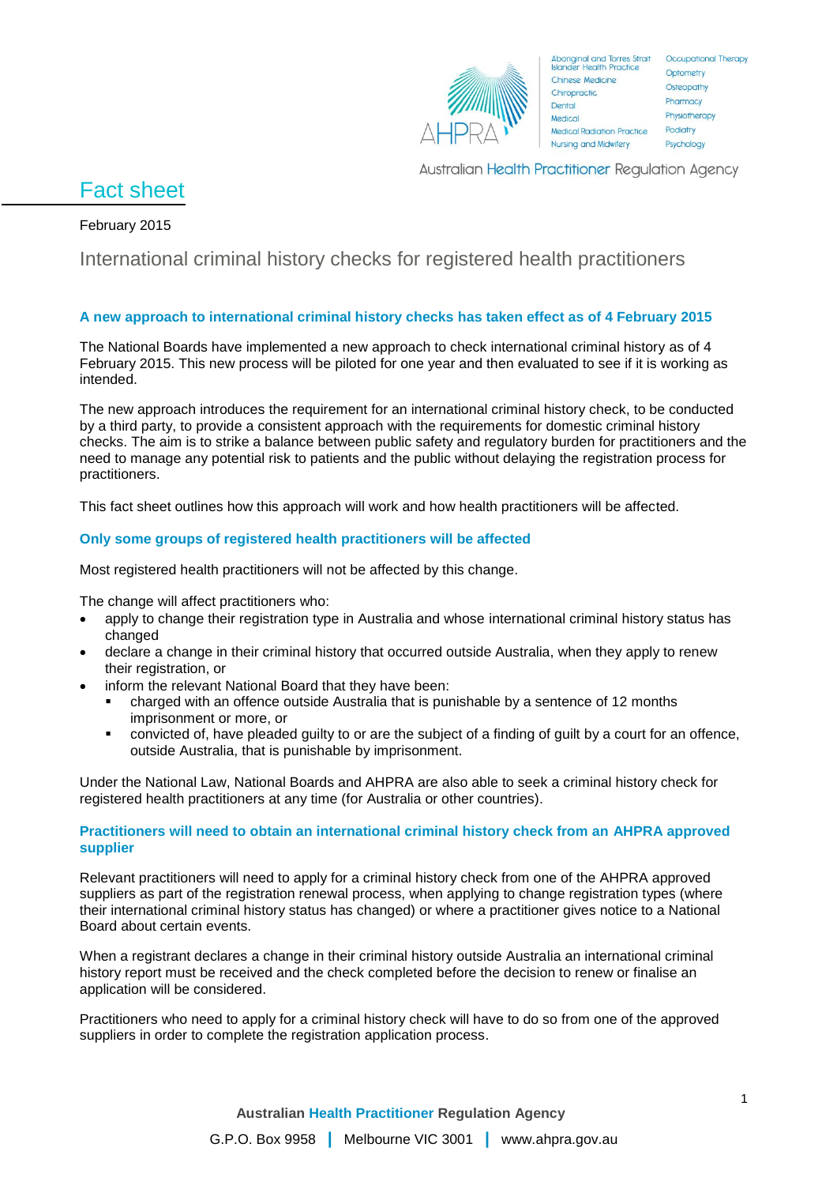# Fact sheet

February 2015

## International criminal history checks for registered health practitioners

### A new approach to international criminal history checks has taken effect as of 4 February 2015

The National Boards have implemented a new approach to check international criminal history as of 4 February 2015. This new process will be piloted for one year and then evaluated to see if it is working as intended.

The new approach introduces the requirement for an international criminal history check, to be conducted by a third party, to provide a consistent approach with the requirements for domestic criminal history checks. The aim is to strike a balance between public safety and regulatory burden for practitioners and the need to manage any potential risk to patients and the public without delaying the registration process for practitioners.

This fact sheet outlines how this approach will work and how health practitioners will be affected.

### Only some groups of registered health practitioners will be affected

Most registered health practitioners will not be affected by this change.

The change will affect practitioners who:

- apply to change their registration type in Australia and whose international criminal history status has changed
- declare a change in their criminal history that occurred outside Australia, when they apply to renew their registration, or
- inform the relevant National Board that they have been:
  - charged with an offence outside Australia that is punishable by a sentence of 12 months imprisonment or more, or
  - convicted of, have pleaded guilty to or are the subject of a finding of guilt by a court for an offence, outside Australia, that is punishable by imprisonment.

Under the National Law, National Boards and AHPRA are also able to seek a criminal history check for registered health practitioners at any time (for Australia or other countries).

### Practitioners will need to obtain an international criminal history check from an AHPRA approved supplier

Relevant practitioners will need to apply for a criminal history check from one of the AHPRA approved suppliers as part of the registration renewal process, when applying to change registration types (where their international criminal history status has changed) or where a practitioner gives notice to a National Board about certain events.

When a registrant declares a change in their criminal history outside Australia an international criminal history report must be received and the check completed before the decision to renew or finalise an application will be considered.

Practitioners who need to apply for a criminal history check will have to do so from one of the approved suppliers in order to complete the registration application process.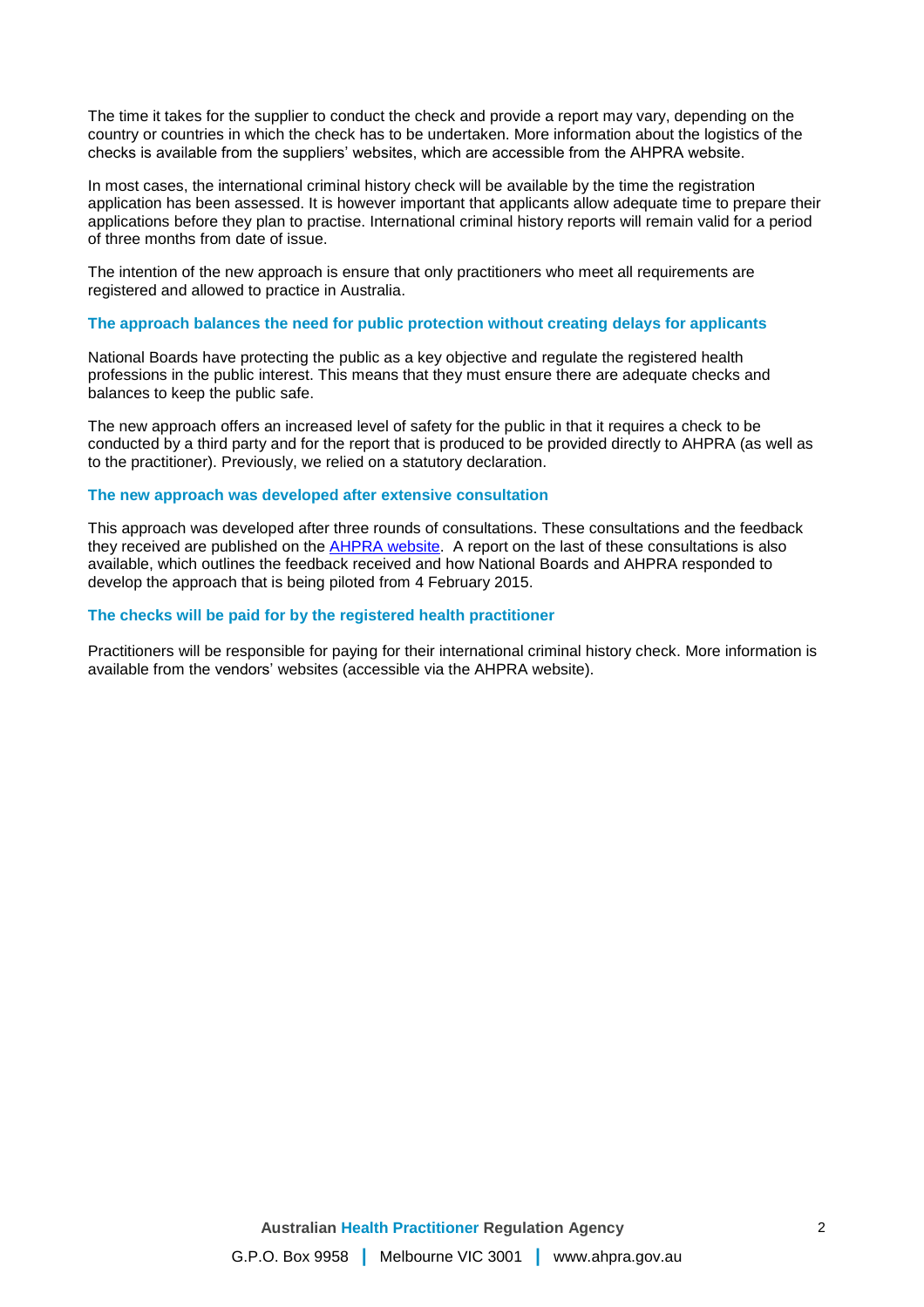The time it takes for the supplier to conduct the check and provide a report may vary, depending on the country or countries in which the check has to be undertaken. More information about the logistics of the checks is available from the suppliers' websites, which are accessible from the AHPRA website.

In most cases, the international criminal history check will be available by the time the registration application has been assessed. It is however important that applicants allow adequate time to prepare their applications before they plan to practise. International criminal history reports will remain valid for a period of three months from date of issue.

The intention of the new approach is ensure that only practitioners who meet all requirements are registered and allowed to practice in Australia.

### The approach balances the need for public protection without creating delays for applicants

National Boards have protecting the public as a key objective and regulate the registered health professions in the public interest. This means that they must ensure there are adequate checks and balances to keep the public safe.

The new approach offers an increased level of safety for the public in that it requires a check to be conducted by a third party and for the report that is produced to be provided directly to AHPRA (as well as to the practitioner). Previously, we relied on a statutory declaration.

### The new approach was developed after extensive consultation

This approach was developed after three rounds of consultations. These consultations and the feedback they received are published on the AHPRA website. A report on the last of these consultations is also available, which outlines the feedback received and how National Boards and AHPRA responded to develop the approach that is being piloted from 4 February 2015.

### The checks will be paid for by the registered health practitioner

Practitioners will be responsible for paying for their international criminal history check. More information is available from the vendors' websites (accessible via the AHPRA website).